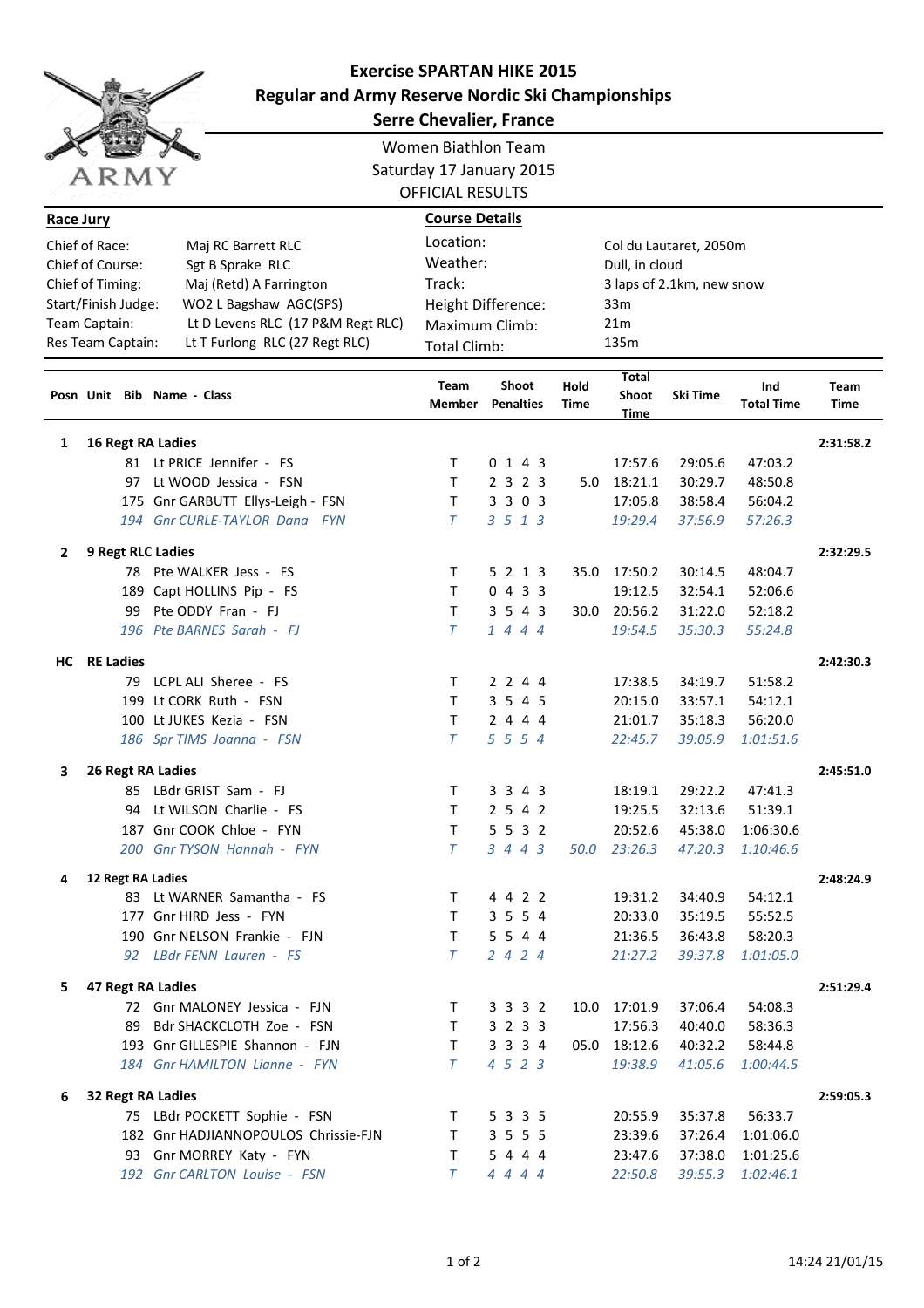# Exercise SPARTAN HIKE 2015

## Regular and Army Reserve Nordic Ski Championships

## Serre Chevalier, France

Women Biathlon Team
Saturday 17 January 2015
OFFICIAL RESULTS

**Race Jury**

| | |
|---|---|
| Chief of Race: | Maj RC Barrett RLC |
| Chief of Course: | Sgt B Sprake RLC |
| Chief of Timing: | Maj (Retd) A Farrington |
| Start/Finish Judge: | WO2 L Bagshaw AGC(SPS) |
| Team Captain: | Lt D Levens RLC (17 P&M Regt RLC) |
| Res Team Captain: | Lt T Furlong RLC (27 Regt RLC) |

**Course Details**

| | |
|---|---|
| Location: | Col du Lautaret, 2050m |
| Weather: | Dull, in cloud |
| Track: | 3 laps of 2.1km, new snow |
| Height Difference: | 33m |
| Maximum Climb: | 21m |
| Total Climb: | 135m |

| Posn | Unit | Bib | Name - Class | Team Member | Shoot Penalties | Hold Time | Total Shoot Time | Ski Time | Ind Total Time | Team Time |
|---|---|---|---|---|---|---|---|---|---|---|
| **1** | **16 Regt RA Ladies** | | | | | | | | | **2:31:58.2** |
| | | 81 | Lt PRICE Jennifer - FS | T | 0 1 4 3 | | 17:57.6 | 29:05.6 | 47:03.2 | |
| | | 97 | Lt WOOD Jessica - FSN | T | 2 3 2 3 | 5.0 | 18:21.1 | 30:29.7 | 48:50.8 | |
| | | 175 | Gnr GARBUTT Ellys-Leigh - FSN | T | 3 3 0 3 | | 17:05.8 | 38:58.4 | 56:04.2 | |
| | | *194* | *Gnr CURLE-TAYLOR Dana FYN* | *T* | *3 5 1 3* | | *19:29.4* | *37:56.9* | *57:26.3* | |
| **2** | **9 Regt RLC Ladies** | | | | | | | | | **2:32:29.5** |
| | | 78 | Pte WALKER Jess - FS | T | 5 2 1 3 | 35.0 | 17:50.2 | 30:14.5 | 48:04.7 | |
| | | 189 | Capt HOLLINS Pip - FS | T | 0 4 3 3 | | 19:12.5 | 32:54.1 | 52:06.6 | |
| | | 99 | Pte ODDY Fran - FJ | T | 3 5 4 3 | 30.0 | 20:56.2 | 31:22.0 | 52:18.2 | |
| | | *196* | *Pte BARNES Sarah - FJ* | *T* | *1 4 4 4* | | *19:54.5* | *35:30.3* | *55:24.8* | |
| **HC** | **RE Ladies** | | | | | | | | | **2:42:30.3** |
| | | 79 | LCPL ALI Sheree - FS | T | 2 2 4 4 | | 17:38.5 | 34:19.7 | 51:58.2 | |
| | | 199 | Lt CORK Ruth - FSN | T | 3 5 4 5 | | 20:15.0 | 33:57.1 | 54:12.1 | |
| | | 100 | Lt JUKES Kezia - FSN | T | 2 4 4 4 | | 21:01.7 | 35:18.3 | 56:20.0 | |
| | | *186* | *Spr TIMS Joanna - FSN* | *T* | *5 5 5 4* | | *22:45.7* | *39:05.9* | *1:01:51.6* | |
| **3** | **26 Regt RA Ladies** | | | | | | | | | **2:45:51.0** |
| | | 85 | LBdr GRIST Sam - FJ | T | 3 3 4 3 | | 18:19.1 | 29:22.2 | 47:41.3 | |
| | | 94 | Lt WILSON Charlie - FS | T | 2 5 4 2 | | 19:25.5 | 32:13.6 | 51:39.1 | |
| | | 187 | Gnr COOK Chloe - FYN | T | 5 5 3 2 | | 20:52.6 | 45:38.0 | 1:06:30.6 | |
| | | *200* | *Gnr TYSON Hannah - FYN* | *T* | *3 4 4 3* | *50.0* | *23:26.3* | *47:20.3* | *1:10:46.6* | |
| **4** | **12 Regt RA Ladies** | | | | | | | | | **2:48:24.9** |
| | | 83 | Lt WARNER Samantha - FS | T | 4 4 2 2 | | 19:31.2 | 34:40.9 | 54:12.1 | |
| | | 177 | Gnr HIRD Jess - FYN | T | 3 5 5 4 | | 20:33.0 | 35:19.5 | 55:52.5 | |
| | | 190 | Gnr NELSON Frankie - FJN | T | 5 5 4 4 | | 21:36.5 | 36:43.8 | 58:20.3 | |
| | | *92* | *LBdr FENN Lauren - FS* | *T* | *2 4 2 4* | | *21:27.2* | *39:37.8* | *1:01:05.0* | |
| **5** | **47 Regt RA Ladies** | | | | | | | | | **2:51:29.4** |
| | | 72 | Gnr MALONEY Jessica - FJN | T | 3 3 3 2 | 10.0 | 17:01.9 | 37:06.4 | 54:08.3 | |
| | | 89 | Bdr SHACKCLOTH Zoe - FSN | T | 3 2 3 3 | | 17:56.3 | 40:40.0 | 58:36.3 | |
| | | 193 | Gnr GILLESPIE Shannon - FJN | T | 3 3 3 4 | 05.0 | 18:12.6 | 40:32.2 | 58:44.8 | |
| | | *184* | *Gnr HAMILTON Lianne - FYN* | *T* | *4 5 2 3* | | *19:38.9* | *41:05.6* | *1:00:44.5* | |
| **6** | **32 Regt RA Ladies** | | | | | | | | | **2:59:05.3** |
| | | 75 | LBdr POCKETT Sophie - FSN | T | 5 3 3 5 | | 20:55.9 | 35:37.8 | 56:33.7 | |
| | | 182 | Gnr HADJIANNOPOULOS Chrissie-FJN | T | 3 5 5 5 | | 23:39.6 | 37:26.4 | 1:01:06.0 | |
| | | 93 | Gnr MORREY Katy - FYN | T | 5 4 4 4 | | 23:47.6 | 37:38.0 | 1:01:25.6 | |
| | | *192* | *Gnr CARLTON Louise - FSN* | *T* | *4 4 4 4* | | *22:50.8* | *39:55.3* | *1:02:46.1* | |

14:24 21/01/15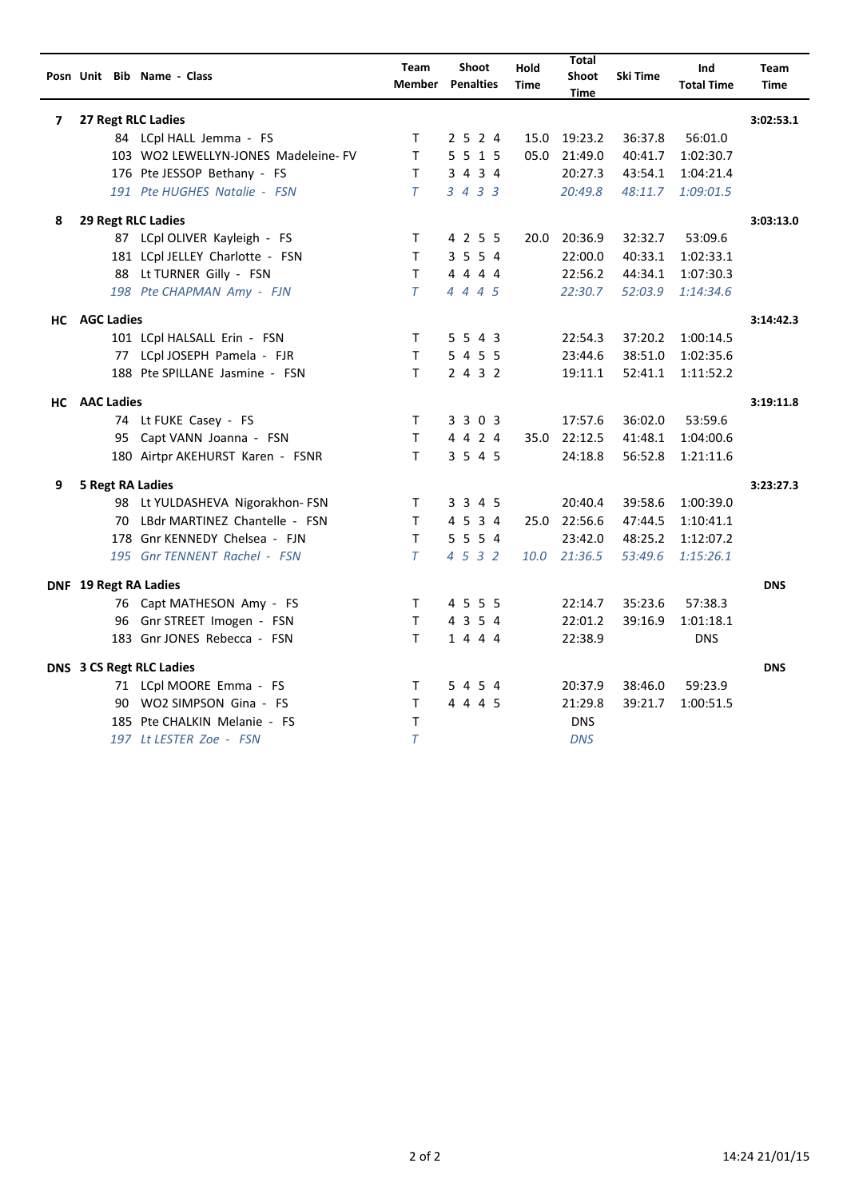| Posn | Unit | Bib | Name - Class | Team Member | Shoot Penalties | Hold Time | Total Shoot Time | Ski Time | Ind Total Time | Team Time |
|---|---|---|---|---|---|---|---|---|---|---|
| **7** | **27 Regt RLC Ladies** | | | | | | | | | **3:02:53.1** |
| | | 84 | LCpl HALL Jemma - FS | T | 2 5 2 4 | 15.0 | 19:23.2 | 36:37.8 | 56:01.0 | |
| | | 103 | WO2 LEWELLYN-JONES Madeleine- FV | T | 5 5 1 5 | 05.0 | 21:49.0 | 40:41.7 | 1:02:30.7 | |
| | | 176 | Pte JESSOP Bethany - FS | T | 3 4 3 4 | | 20:27.3 | 43:54.1 | 1:04:21.4 | |
| | | *191* | *Pte HUGHES Natalie - FSN* | *T* | *3 4 3 3* | | *20:49.8* | *48:11.7* | *1:09:01.5* | |
| **8** | **29 Regt RLC Ladies** | | | | | | | | | **3:03:13.0** |
| | | 87 | LCpl OLIVER Kayleigh - FS | T | 4 2 5 5 | 20.0 | 20:36.9 | 32:32.7 | 53:09.6 | |
| | | 181 | LCpl JELLEY Charlotte - FSN | T | 3 5 5 4 | | 22:00.0 | 40:33.1 | 1:02:33.1 | |
| | | 88 | Lt TURNER Gilly - FSN | T | 4 4 4 4 | | 22:56.2 | 44:34.1 | 1:07:30.3 | |
| | | *198* | *Pte CHAPMAN Amy - FJN* | *T* | *4 4 4 5* | | *22:30.7* | *52:03.9* | *1:14:34.6* | |
| **HC** | **AGC Ladies** | | | | | | | | | **3:14:42.3** |
| | | 101 | LCpl HALSALL Erin - FSN | T | 5 5 4 3 | | 22:54.3 | 37:20.2 | 1:00:14.5 | |
| | | 77 | LCpl JOSEPH Pamela - FJR | T | 5 4 5 5 | | 23:44.6 | 38:51.0 | 1:02:35.6 | |
| | | 188 | Pte SPILLANE Jasmine - FSN | T | 2 4 3 2 | | 19:11.1 | 52:41.1 | 1:11:52.2 | |
| **HC** | **AAC Ladies** | | | | | | | | | **3:19:11.8** |
| | | 74 | Lt FUKE Casey - FS | T | 3 3 0 3 | | 17:57.6 | 36:02.0 | 53:59.6 | |
| | | 95 | Capt VANN Joanna - FSN | T | 4 4 2 4 | 35.0 | 22:12.5 | 41:48.1 | 1:04:00.6 | |
| | | 180 | Airtpr AKEHURST Karen - FSNR | T | 3 5 4 5 | | 24:18.8 | 56:52.8 | 1:21:11.6 | |
| **9** | **5 Regt RA Ladies** | | | | | | | | | **3:23:27.3** |
| | | 98 | Lt YULDASHEVA Nigorakhon- FSN | T | 3 3 4 5 | | 20:40.4 | 39:58.6 | 1:00:39.0 | |
| | | 70 | LBdr MARTINEZ Chantelle - FSN | T | 4 5 3 4 | 25.0 | 22:56.6 | 47:44.5 | 1:10:41.1 | |
| | | 178 | Gnr KENNEDY Chelsea - FJN | T | 5 5 5 4 | | 23:42.0 | 48:25.2 | 1:12:07.2 | |
| | | *195* | *Gnr TENNENT Rachel - FSN* | *T* | *4 5 3 2* | *10.0* | *21:36.5* | *53:49.6* | *1:15:26.1* | |
| **DNF** | **19 Regt RA Ladies** | | | | | | | | | **DNS** |
| | | 76 | Capt MATHESON Amy - FS | T | 4 5 5 5 | | 22:14.7 | 35:23.6 | 57:38.3 | |
| | | 96 | Gnr STREET Imogen - FSN | T | 4 3 5 4 | | 22:01.2 | 39:16.9 | 1:01:18.1 | |
| | | 183 | Gnr JONES Rebecca - FSN | T | 1 4 4 4 | | 22:38.9 | | DNS | |
| **DNS** | **3 CS Regt RLC Ladies** | | | | | | | | | **DNS** |
| | | 71 | LCpl MOORE Emma - FS | T | 5 4 5 4 | | 20:37.9 | 38:46.0 | 59:23.9 | |
| | | 90 | WO2 SIMPSON Gina - FS | T | 4 4 4 5 | | 21:29.8 | 39:21.7 | 1:00:51.5 | |
| | | 185 | Pte CHALKIN Melanie - FS | T | | | DNS | | | |
| | | *197* | *Lt LESTER Zoe - FSN* | *T* | | | *DNS* | | | |

14:24 21/01/15